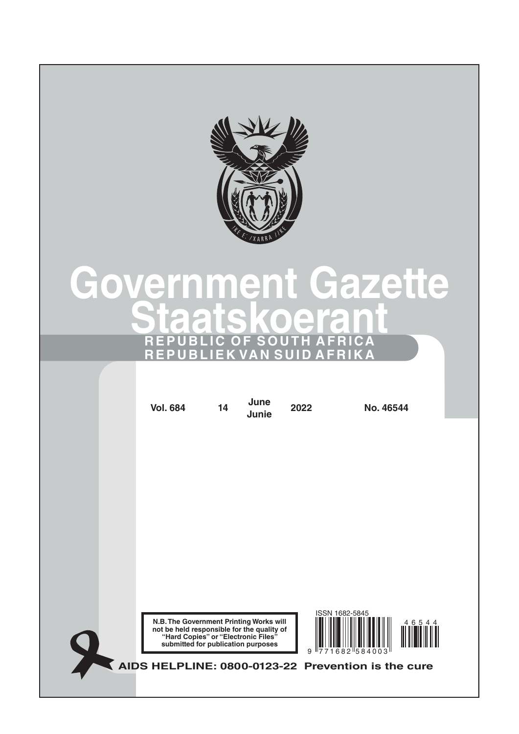# Government Gazette

# Staatskoerant

**REPUBLIC OF SOUTH AFRICA**

**REPUBLIEK VAN SUID AFRIKA**

| Vol. 684 | 14 | June / Junie | 2022 | No. 46544 |
|---|---|---|---|---|

ISSN 1682-5845

**N.B. The Government Printing Works will not be held responsible for the quality of "Hard Copies" or "Electronic Files" submitted for publication purposes**

**AIDS HELPLINE: 0800-0123-22 Prevention is the cure**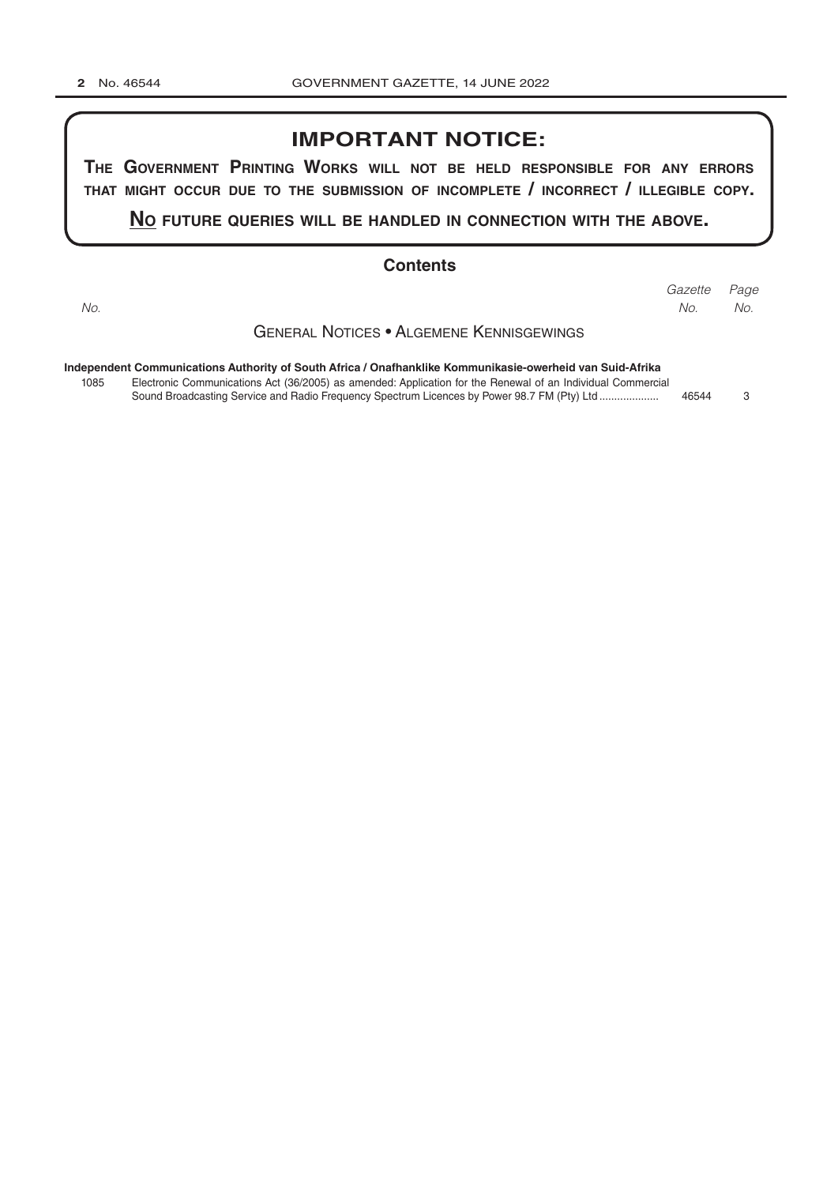## IMPORTANT NOTICE:

**The Government Printing Works will not be held responsible for any errors that might occur due to the submission of incomplete / incorrect / illegible copy.**

**No future queries will be handled in connection with the above.**

## Contents

| No. | | Gazette No. | Page No. |
|---|---|---|---|
| | **General Notices • Algemene Kennisgewings** | | |
| | **Independent Communications Authority of South Africa / Onafhanklike Kommunikasie-owerheid van Suid-Afrika** | | |
| 1085 | Electronic Communications Act (36/2005) as amended: Application for the Renewal of an Individual Commercial Sound Broadcasting Service and Radio Frequency Spectrum Licences by Power 98.7 FM (Pty) Ltd | 46544 | 3 |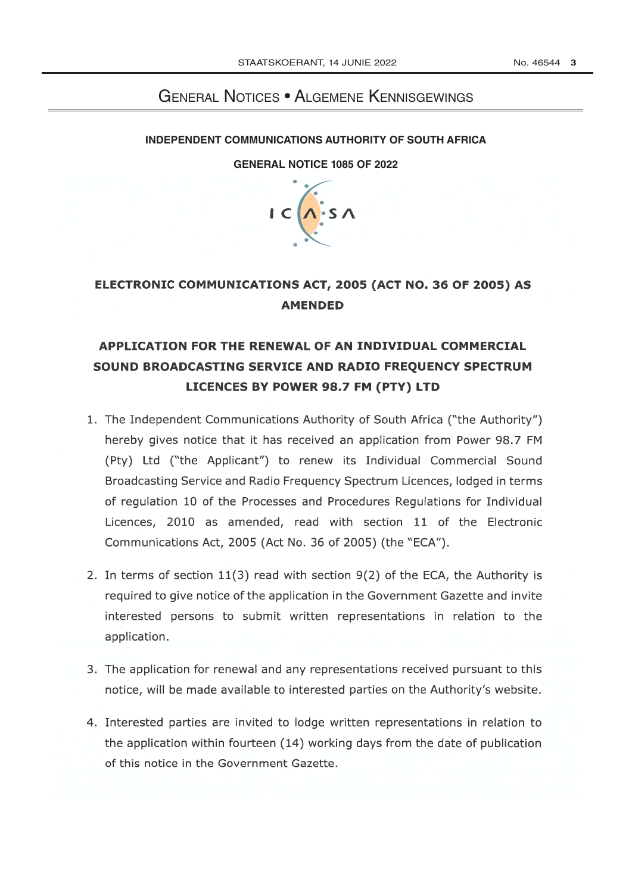# General Notices • Algemene Kennisgewings

**INDEPENDENT COMMUNICATIONS AUTHORITY OF SOUTH AFRICA**

**GENERAL NOTICE 1085 OF 2022**

## ELECTRONIC COMMUNICATIONS ACT, 2005 (ACT NO. 36 OF 2005) AS AMENDED

## APPLICATION FOR THE RENEWAL OF AN INDIVIDUAL COMMERCIAL SOUND BROADCASTING SERVICE AND RADIO FREQUENCY SPECTRUM LICENCES BY POWER 98.7 FM (PTY) LTD

1. The Independent Communications Authority of South Africa ("the Authority") hereby gives notice that it has received an application from Power 98.7 FM (Pty) Ltd ("the Applicant") to renew its Individual Commercial Sound Broadcasting Service and Radio Frequency Spectrum Licences, lodged in terms of regulation 10 of the Processes and Procedures Regulations for Individual Licences, 2010 as amended, read with section 11 of the Electronic Communications Act, 2005 (Act No. 36 of 2005) (the "ECA").

2. In terms of section 11(3) read with section 9(2) of the ECA, the Authority is required to give notice of the application in the Government Gazette and invite interested persons to submit written representations in relation to the application.

3. The application for renewal and any representations received pursuant to this notice, will be made available to interested parties on the Authority's website.

4. Interested parties are invited to lodge written representations in relation to the application within fourteen (14) working days from the date of publication of this notice in the Government Gazette.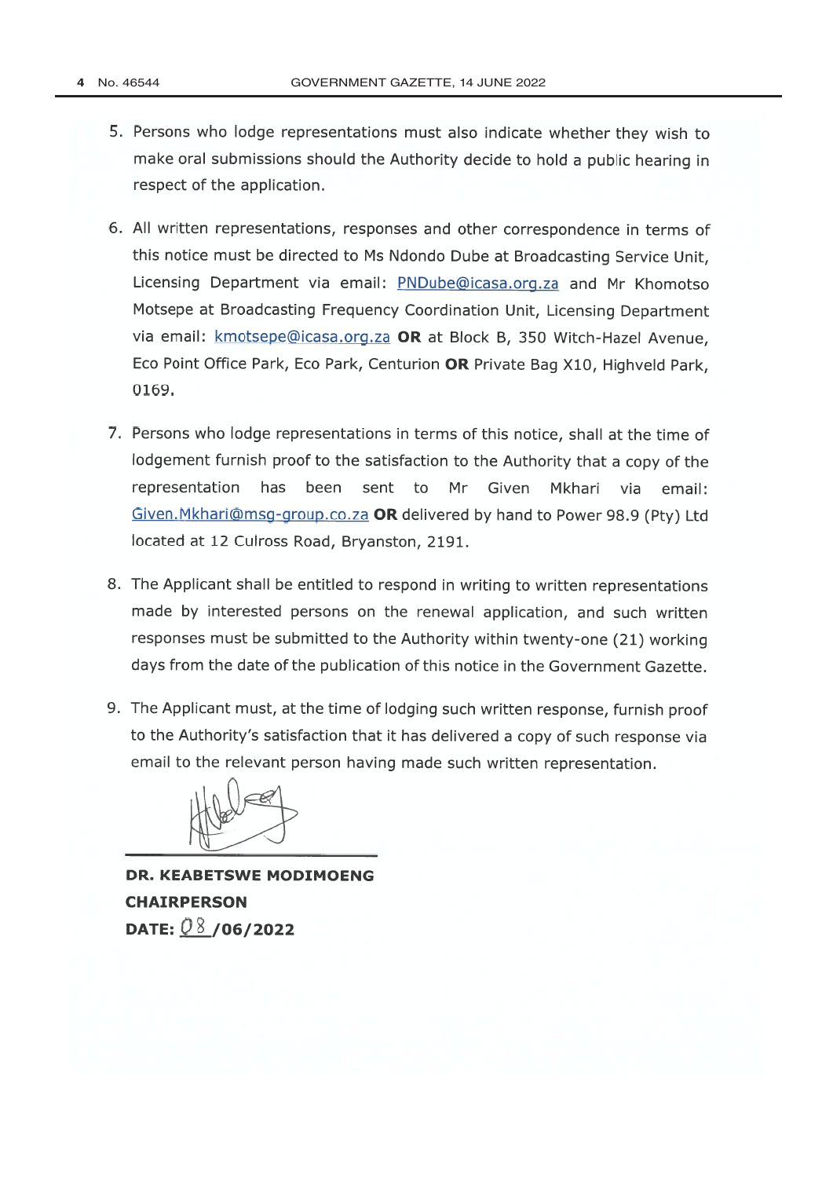5. Persons who lodge representations must also indicate whether they wish to make oral submissions should the Authority decide to hold a public hearing in respect of the application.

6. All written representations, responses and other correspondence in terms of this notice must be directed to Ms Ndondo Dube at Broadcasting Service Unit, Licensing Department via email: PNDube@icasa.org.za and Mr Khomotso Motsepe at Broadcasting Frequency Coordination Unit, Licensing Department via email: kmotsepe@icasa.org.za **OR** at Block B, 350 Witch-Hazel Avenue, Eco Point Office Park, Eco Park, Centurion **OR** Private Bag X10, Highveld Park, 0169.

7. Persons who lodge representations in terms of this notice, shall at the time of lodgement furnish proof to the satisfaction to the Authority that a copy of the representation has been sent to Mr Given Mkhari via email: Given.Mkhari@msg-group.co.za **OR** delivered by hand to Power 98.9 (Pty) Ltd located at 12 Culross Road, Bryanston, 2191.

8. The Applicant shall be entitled to respond in writing to written representations made by interested persons on the renewal application, and such written responses must be submitted to the Authority within twenty-one (21) working days from the date of the publication of this notice in the Government Gazette.

9. The Applicant must, at the time of lodging such written response, furnish proof to the Authority's satisfaction that it has delivered a copy of such response via email to the relevant person having made such written representation.

**DR. KEABETSWE MODIMOENG**
**CHAIRPERSON**
**DATE: 08 /06/2022**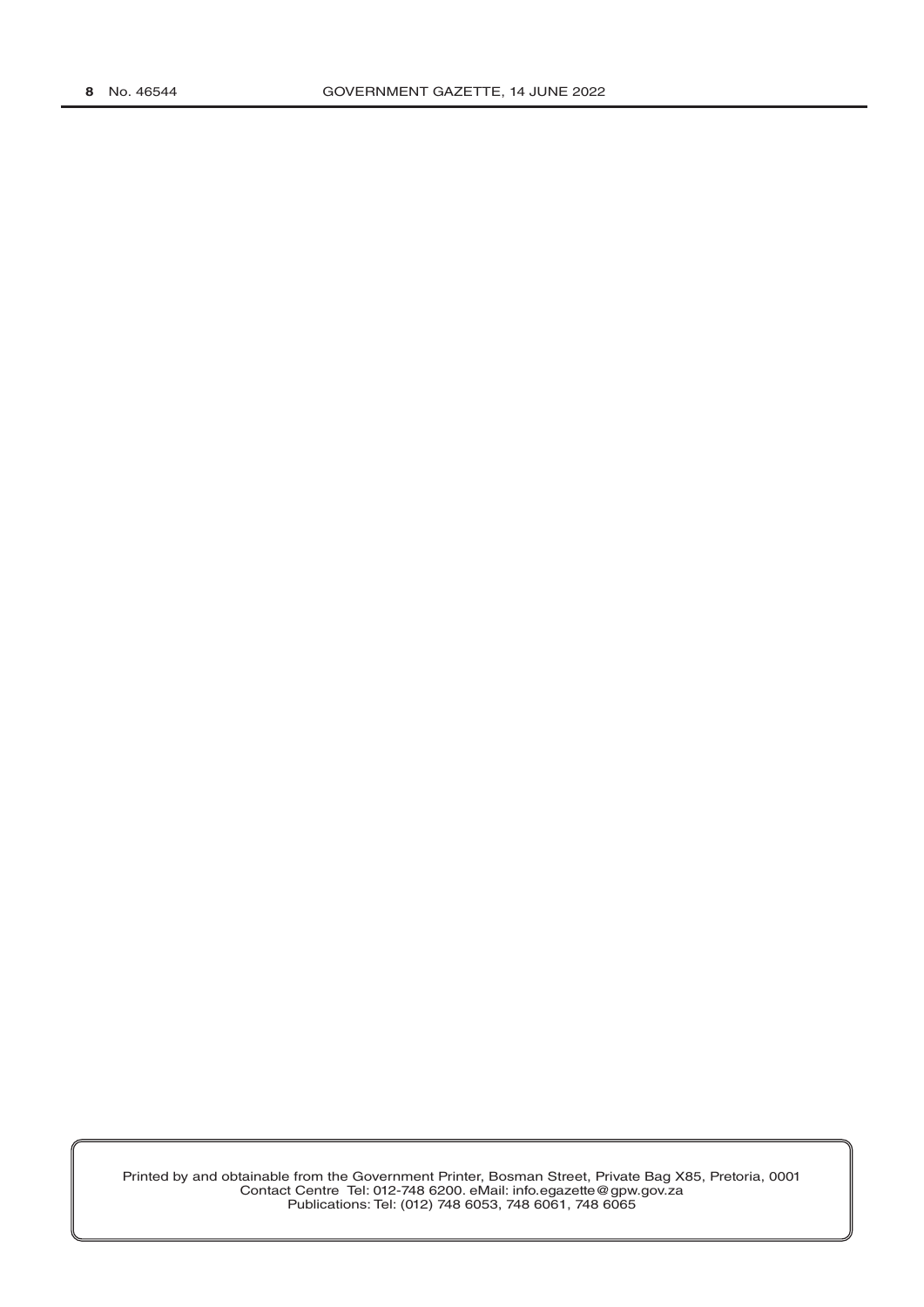Printed by and obtainable from the Government Printer, Bosman Street, Private Bag X85, Pretoria, 0001
Contact Centre Tel: 012-748 6200. eMail: info.egazette@gpw.gov.za
Publications: Tel: (012) 748 6053, 748 6061, 748 6065